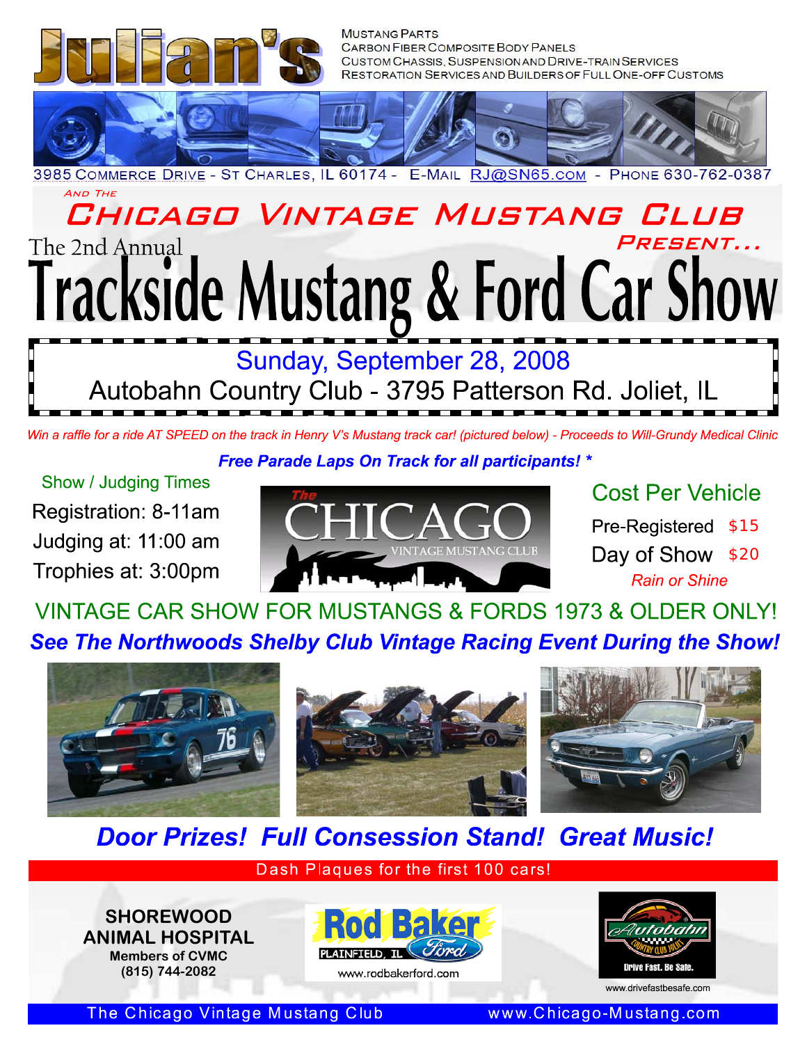# Julian's

Mustang Parts
Carbon Fiber Composite Body Panels
Custom Chassis, Suspension and Drive-Train Services
Restoration Services and Builders of Full One-off Customs

3985 Commerce Drive - St Charles, IL 60174 - E-Mail RJ@SN65.com - Phone 630-762-0387

And The

## Chicago Vintage Mustang Club

Present...

The 2nd Annual

# Trackside Mustang & Ford Car Show

**Sunday, September 28, 2008**

**Autobahn Country Club - 3795 Patterson Rd. Joliet, IL**

*Win a raffle for a ride AT SPEED on the track in Henry V's Mustang track car! (pictured below) - Proceeds to Will-Grundy Medical Clinic*

***Free Parade Laps On Track for all participants! ****

### Show / Judging Times

Registration: 8-11am
Judging at: 11:00 am
Trophies at: 3:00pm

The CHICAGO VINTAGE MUSTANG CLUB

### Cost Per Vehicle

| | |
|---|---|
| Pre-Registered | $15 |
| Day of Show | $20 |

*Rain or Shine*

## VINTAGE CAR SHOW FOR MUSTANGS & FORDS 1973 & OLDER ONLY!

***See The Northwoods Shelby Club Vintage Racing Event During the Show!***

***Door Prizes! Full Consession Stand! Great Music!***

Dash Plaques for the first 100 cars!

**SHOREWOOD ANIMAL HOSPITAL**
**Members of CVMC**
**(815) 744-2082**

Rod Baker Ford, Plainfield, IL
www.rodbakerford.com

Autobahn Country Club Joliet - Drive Fast. Be Safe.
www.drivefastbesafe.com

The Chicago Vintage Mustang Club www.Chicago-Mustang.com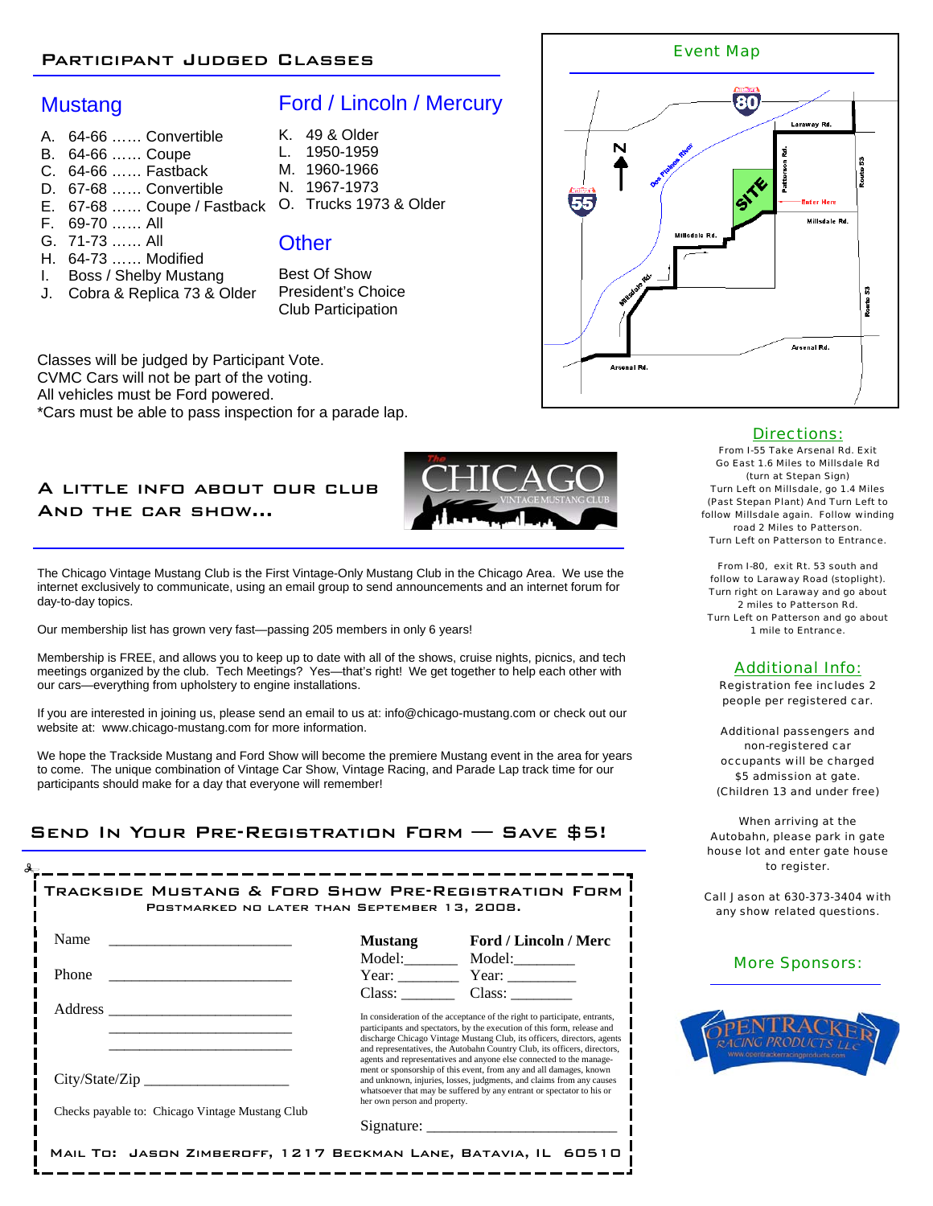## Participant Judged Classes

### Mustang

- A. 64-66 …… Convertible
- B. 64-66 …… Coupe
- C. 64-66 …… Fastback
- D. 67-68 …… Convertible
- E. 67-68 …… Coupe / Fastback
- F. 69-70 …… All
- G. 71-73 …… All
- H. 64-73 …… Modified
- I. Boss / Shelby Mustang
- J. Cobra & Replica 73 & Older

### Ford / Lincoln / Mercury

- K. 49 & Older
- L. 1950-1959
- M. 1960-1966
- N. 1967-1973
- O. Trucks 1973 & Older

### Other

Best Of Show
President's Choice
Club Participation

Classes will be judged by Participant Vote.
CVMC Cars will not be part of the voting.
All vehicles must be Ford powered.
*Cars must be able to pass inspection for a parade lap.

## Event Map

80
55
N
Laraway Rd.
Des Plaines River
Patterson Rd.
Route 53
SITE
Enter Here
Millsdale Rd.
Millsdale Rd.
Millsdale Rd.
Route 53
Arsenal Rd.
Arsenal Rd.

## A little info about our club and the car show...

The Chicago Vintage Mustang Club

The Chicago Vintage Mustang Club is the First Vintage-Only Mustang Club in the Chicago Area. We use the internet exclusively to communicate, using an email group to send announcements and an internet forum for day-to-day topics.

Our membership list has grown very fast—passing 205 members in only 6 years!

Membership is FREE, and allows you to keep up to date with all of the shows, cruise nights, picnics, and tech meetings organized by the club. Tech Meetings? Yes—that's right! We get together to help each other with our cars—everything from upholstery to engine installations.

If you are interested in joining us, please send an email to us at: info@chicago-mustang.com or check out our website at: www.chicago-mustang.com for more information.

We hope the Trackside Mustang and Ford Show will become the premiere Mustang event in the area for years to come. The unique combination of Vintage Car Show, Vintage Racing, and Parade Lap track time for our participants should make for a day that everyone will remember!

## Directions:

From I-55 Take Arsenal Rd. Exit
Go East 1.6 Miles to Millsdale Rd
(turn at Stepan Sign)
Turn Left on Millsdale, go 1.4 Miles
(Past Stepan Plant) And Turn Left to follow Millsdale again. Follow winding road 2 Miles to Patterson.
Turn Left on Patterson to Entrance.

From I-80, exit Rt. 53 south and follow to Laraway Road (stoplight).
Turn right on Laraway and go about 2 miles to Patterson Rd.
Turn Left on Patterson and go about 1 mile to Entrance.

## Additional Info:

Registration fee includes 2 people per registered car.

Additional passengers and non-registered car occupants will be charged $5 admission at gate.
(Children 13 and under free)

When arriving at the Autobahn, please park in gate house lot and enter gate house to register.

Call Jason at 630-373-3404 with any show related questions.

## More Sponsors:

OpenTracker Racing Products LLC
www.opentrackerracingproducts.com

## Send In Your Pre-Registration Form — Save $5!

### Trackside Mustang & Ford Show Pre-Registration Form

Postmarked no later than September 13, 2008.

Name ______________________

Phone ______________________

Address ______________________
______________________
______________________

City/State/Zip ______________________

Checks payable to: Chicago Vintage Mustang Club

| Mustang | Ford / Lincoln / Merc |
|---|---|
| Model: _______ | Model: ________ |
| Year: ________ | Year: _________ |
| Class: _______ | Class: ________ |

In consideration of the acceptance of the right to participate, entrants, participants and spectators, by the execution of this form, release and discharge Chicago Vintage Mustang Club, its officers, directors, agents and representatives, the Autobahn Country Club, its officers, directors, agents and representatives and anyone else connected to the management or sponsorship of this event, from any and all damages, known and unknown, injuries, losses, judgments, and claims from any causes whatsoever that may be suffered by any entrant or spectator to his or her own person and property.

Signature: ______________________

Mail To: Jason Zimberoff, 1217 Beckman Lane, Batavia, IL 60510